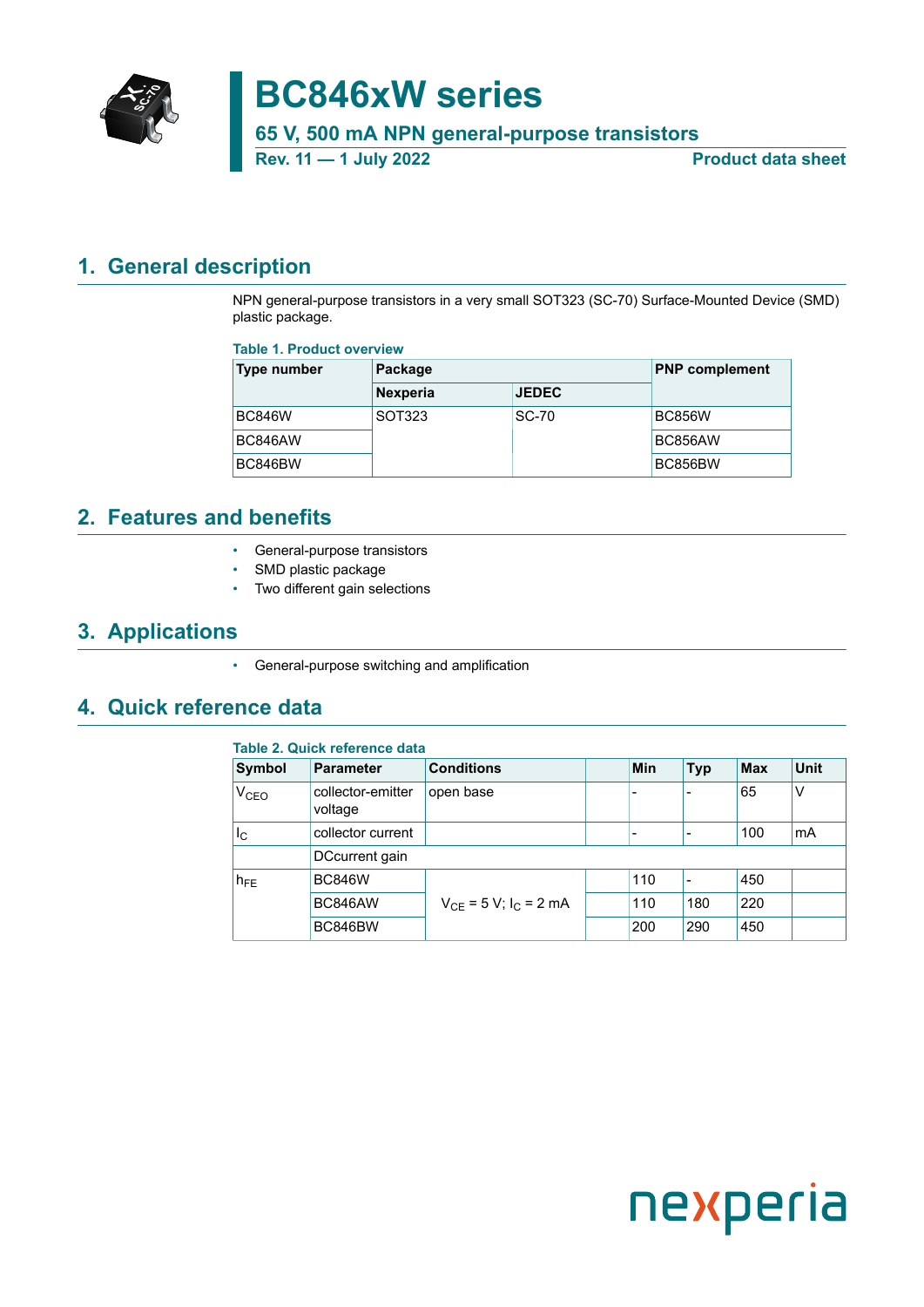# BC846xW series

## 65 V, 500 mA NPN general-purpose transistors

Rev. 11 — 1 July 2022 | Product data sheet

## 1. General description

NPN general-purpose transistors in a very small SOT323 (SC-70) Surface-Mounted Device (SMD) plastic package.

**Table 1. Product overview**

| Type number | Package | | PNP complement |
|---|---|---|---|
| | Nexperia | JEDEC | |
| BC846W | SOT323 | SC-70 | BC856W |
| BC846AW | | | BC856AW |
| BC846BW | | | BC856BW |

## 2. Features and benefits

- General-purpose transistors
- SMD plastic package
- Two different gain selections

## 3. Applications

- General-purpose switching and amplification

## 4. Quick reference data

**Table 2. Quick reference data**

| Symbol | Parameter | Conditions | | Min | Typ | Max | Unit |
|---|---|---|---|---|---|---|---|
| $V_{CEO}$ | collector-emitter voltage | open base | | - | - | 65 | V |
| $I_C$ | collector current | | | - | - | 100 | mA |
| | DCcurrent gain | | | | | | |
| $h_{FE}$ | BC846W | $V_{CE}$ = 5 V; $I_C$ = 2 mA | | 110 | - | 450 | |
| | BC846AW | | | 110 | 180 | 220 | |
| | BC846BW | | | 200 | 290 | 450 | |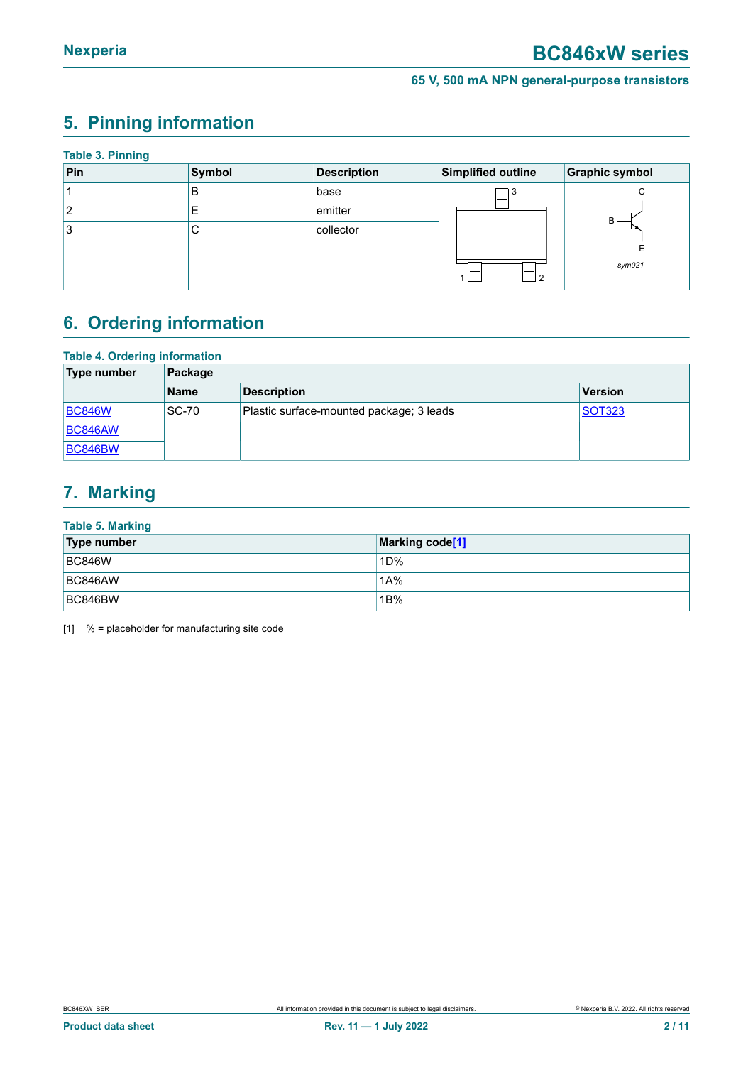## 5. Pinning information

**Table 3. Pinning**

| Pin | Symbol | Description | Simplified outline | Graphic symbol |
|---|---|---|---|---|
| 1 | B | base | | |
| 2 | E | emitter | | |
| 3 | C | collector | | |

## 6. Ordering information

**Table 4. Ordering information**

| Type number | Package | | |
|---|---|---|---|
| | Name | Description | Version |
| BC846W | SC-70 | Plastic surface-mounted package; 3 leads | SOT323 |
| BC846AW | | | |
| BC846BW | | | |

## 7. Marking

**Table 5. Marking**

| Type number | Marking code[1] |
|---|---|
| BC846W | 1D% |
| BC846AW | 1A% |
| BC846BW | 1B% |

[1] % = placeholder for manufacturing site code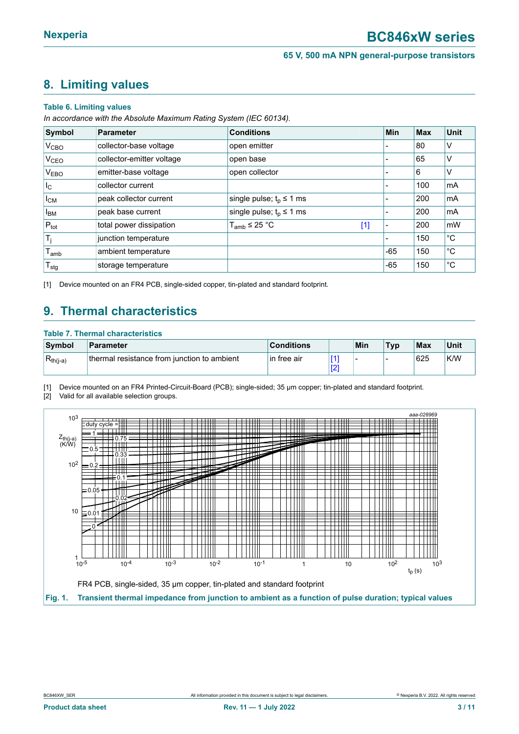## 8. Limiting values

**Table 6. Limiting values**

*In accordance with the Absolute Maximum Rating System (IEC 60134).*

| Symbol | Parameter | Conditions | | Min | Max | Unit |
|---|---|---|---|---|---|---|
| $V_{CBO}$ | collector-base voltage | open emitter | | - | 80 | V |
| $V_{CEO}$ | collector-emitter voltage | open base | | - | 65 | V |
| $V_{EBO}$ | emitter-base voltage | open collector | | - | 6 | V |
| $I_C$ | collector current | | | - | 100 | mA |
| $I_{CM}$ | peak collector current | single pulse; $t_p \leq 1$ ms | | - | 200 | mA |
| $I_{BM}$ | peak base current | single pulse; $t_p \leq 1$ ms | | - | 200 | mA |
| $P_{tot}$ | total power dissipation | $T_{amb} \leq 25$ °C | [1] | - | 200 | mW |
| $T_j$ | junction temperature | | | - | 150 | °C |
| $T_{amb}$ | ambient temperature | | | -65 | 150 | °C |
| $T_{stg}$ | storage temperature | | | -65 | 150 | °C |

[1] Device mounted on an FR4 PCB, single-sided copper, tin-plated and standard footprint.

## 9. Thermal characteristics

**Table 7. Thermal characteristics**

| Symbol | Parameter | Conditions | | Min | Typ | Max | Unit |
|---|---|---|---|---|---|---|---|
| $R_{th(j-a)}$ | thermal resistance from junction to ambient | in free air | [1] [2] | - | - | 625 | K/W |

[1] Device mounted on an FR4 Printed-Circuit-Board (PCB); single-sided; 35 µm copper; tin-plated and standard footprint.
[2] Valid for all available selection groups.

FR4 PCB, single-sided, 35 µm copper, tin-plated and standard footprint

**Fig. 1. Transient thermal impedance from junction to ambient as a function of pulse duration; typical values**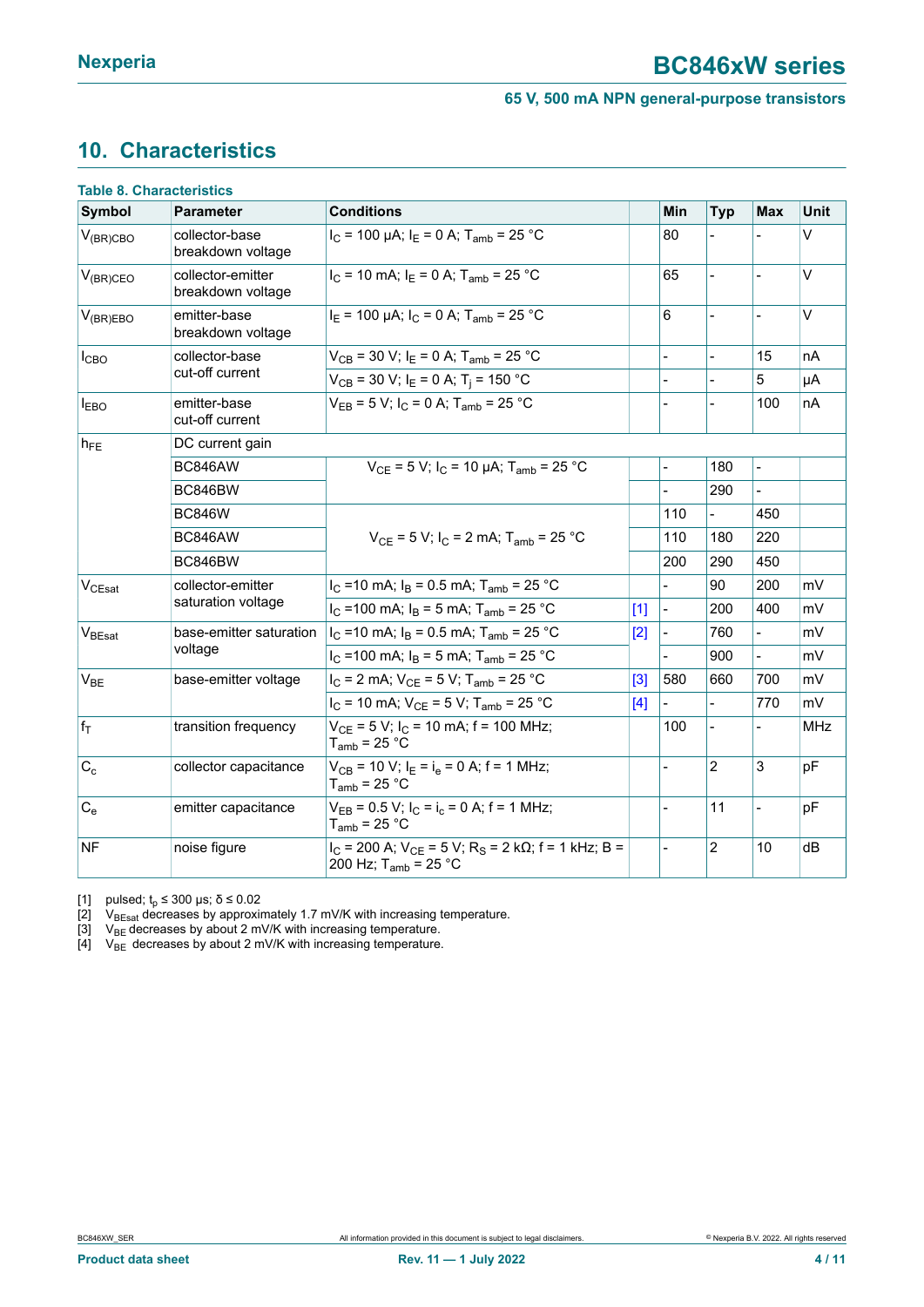## 10. Characteristics

**Table 8. Characteristics**

| Symbol | Parameter | Conditions | | Min | Typ | Max | Unit |
|---|---|---|---|---|---|---|---|
| $V_{(BR)CBO}$ | collector-base breakdown voltage | $I_C$ = 100 µA; $I_E$ = 0 A; $T_{amb}$ = 25 °C | | 80 | - | - | V |
| $V_{(BR)CEO}$ | collector-emitter breakdown voltage | $I_C$ = 10 mA; $I_E$ = 0 A; $T_{amb}$ = 25 °C | | 65 | - | - | V |
| $V_{(BR)EBO}$ | emitter-base breakdown voltage | $I_E$ = 100 µA; $I_C$ = 0 A; $T_{amb}$ = 25 °C | | 6 | - | - | V |
| $I_{CBO}$ | collector-base cut-off current | $V_{CB}$ = 30 V; $I_E$ = 0 A; $T_{amb}$ = 25 °C | | - | - | 15 | nA |
| | | $V_{CB}$ = 30 V; $I_E$ = 0 A; $T_j$ = 150 °C | | - | - | 5 | µA |
| $I_{EBO}$ | emitter-base cut-off current | $V_{EB}$ = 5 V; $I_C$ = 0 A; $T_{amb}$ = 25 °C | | - | - | 100 | nA |
| $h_{FE}$ | DC current gain | | | | | | |
| | BC846AW | $V_{CE}$ = 5 V; $I_C$ = 10 µA; $T_{amb}$ = 25 °C | | - | 180 | - | |
| | BC846BW | | | - | 290 | - | |
| | BC846W | $V_{CE}$ = 5 V; $I_C$ = 2 mA; $T_{amb}$ = 25 °C | | 110 | - | 450 | |
| | BC846AW | | | 110 | 180 | 220 | |
| | BC846BW | | | 200 | 290 | 450 | |
| $V_{CEsat}$ | collector-emitter saturation voltage | $I_C$ =10 mA; $I_B$ = 0.5 mA; $T_{amb}$ = 25 °C | | - | 90 | 200 | mV |
| | | $I_C$ =100 mA; $I_B$ = 5 mA; $T_{amb}$ = 25 °C | [1] | - | 200 | 400 | mV |
| $V_{BEsat}$ | base-emitter saturation voltage | $I_C$ =10 mA; $I_B$ = 0.5 mA; $T_{amb}$ = 25 °C | [2] | - | 760 | - | mV |
| | | $I_C$ =100 mA; $I_B$ = 5 mA; $T_{amb}$ = 25 °C | | - | 900 | - | mV |
| $V_{BE}$ | base-emitter voltage | $I_C$ = 2 mA; $V_{CE}$ = 5 V; $T_{amb}$ = 25 °C | [3] | 580 | 660 | 700 | mV |
| | | $I_C$ = 10 mA; $V_{CE}$ = 5 V; $T_{amb}$ = 25 °C | [4] | - | - | 770 | mV |
| $f_T$ | transition frequency | $V_{CE}$ = 5 V; $I_C$ = 10 mA; f = 100 MHz; $T_{amb}$ = 25 °C | | 100 | - | - | MHz |
| $C_c$ | collector capacitance | $V_{CB}$ = 10 V; $I_E$ = $i_e$ = 0 A; f = 1 MHz; $T_{amb}$ = 25 °C | | - | 2 | 3 | pF |
| $C_e$ | emitter capacitance | $V_{EB}$ = 0.5 V; $I_C$ = $i_c$ = 0 A; f = 1 MHz; $T_{amb}$ = 25 °C | | - | 11 | - | pF |
| NF | noise figure | $I_C$ = 200 A; $V_{CE}$ = 5 V; $R_S$ = 2 kΩ; f = 1 kHz; B = 200 Hz; $T_{amb}$ = 25 °C | | - | 2 | 10 | dB |

[1] pulsed; $t_p$ ≤ 300 µs; δ ≤ 0.02

[2] $V_{BEsat}$ decreases by approximately 1.7 mV/K with increasing temperature.

[3] $V_{BE}$ decreases by about 2 mV/K with increasing temperature.

[4] $V_{BE}$ decreases by about 2 mV/K with increasing temperature.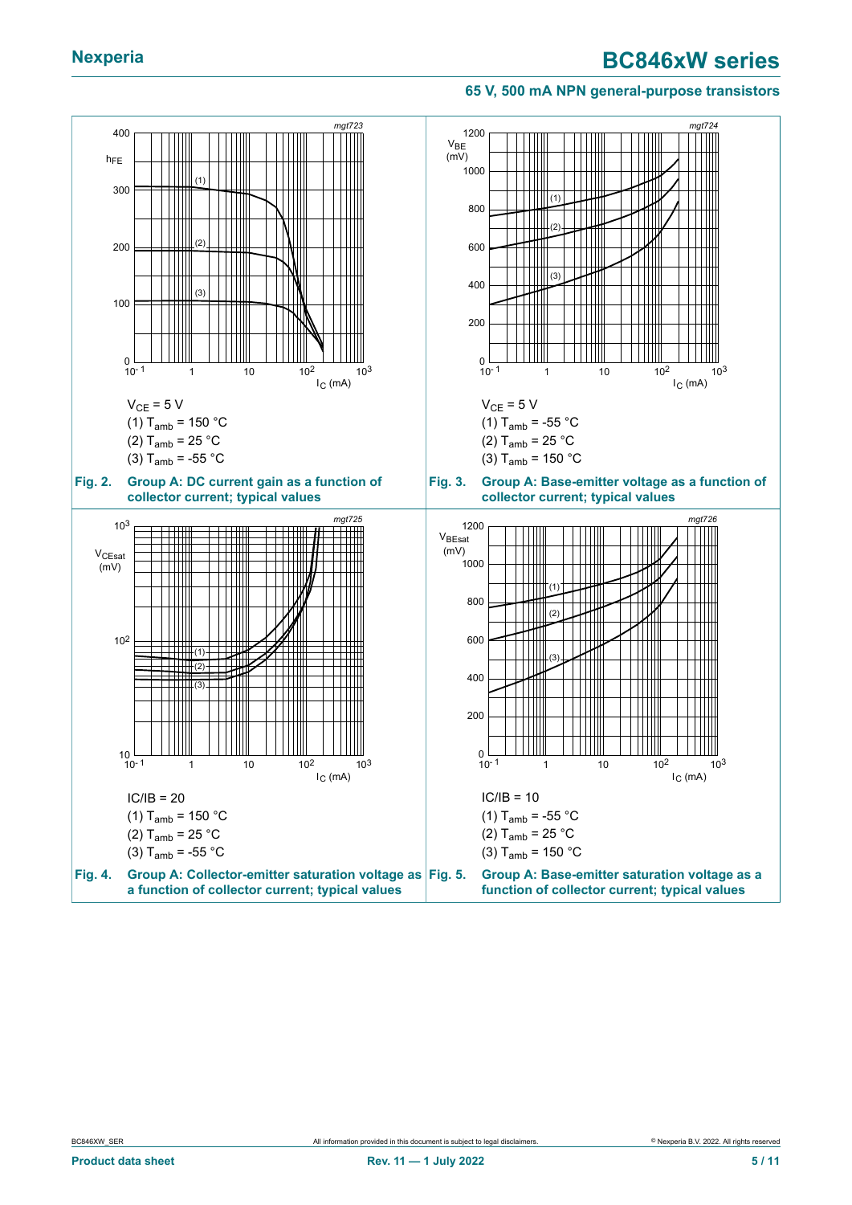$V_{CE}$ = 5 V

(1) $T_{amb}$ = 150 °C

(2) $T_{amb}$ = 25 °C

(3) $T_{amb}$ = -55 °C

**Fig. 2. Group A: DC current gain as a function of collector current; typical values**

$V_{CE}$ = 5 V

(1) $T_{amb}$ = -55 °C

(2) $T_{amb}$ = 25 °C

(3) $T_{amb}$ = 150 °C

**Fig. 3. Group A: Base-emitter voltage as a function of collector current; typical values**

IC/IB = 20

(1) $T_{amb}$ = 150 °C

(2) $T_{amb}$ = 25 °C

(3) $T_{amb}$ = -55 °C

**Fig. 4. Group A: Collector-emitter saturation voltage as a function of collector current; typical values**

IC/IB = 10

(1) $T_{amb}$ = -55 °C

(2) $T_{amb}$ = 25 °C

(3) $T_{amb}$ = 150 °C

**Fig. 5. Group A: Base-emitter saturation voltage as a function of collector current; typical values**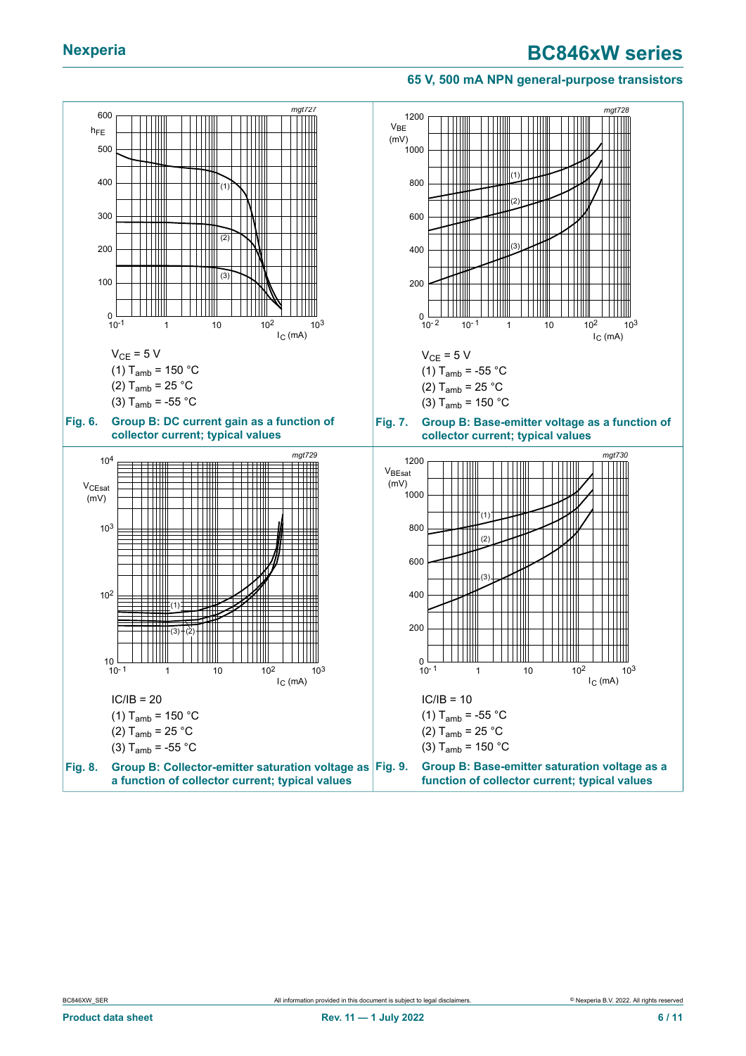$V_{CE}$ = 5 V

(1) $T_{amb}$ = 150 °C

(2) $T_{amb}$ = 25 °C

(3) $T_{amb}$ = -55 °C

**Fig. 6. Group B: DC current gain as a function of collector current; typical values**

$V_{CE}$ = 5 V

(1) $T_{amb}$ = -55 °C

(2) $T_{amb}$ = 25 °C

(3) $T_{amb}$ = 150 °C

**Fig. 7. Group B: Base-emitter voltage as a function of collector current; typical values**

IC/IB = 20

(1) $T_{amb}$ = 150 °C

(2) $T_{amb}$ = 25 °C

(3) $T_{amb}$ = -55 °C

**Fig. 8. Group B: Collector-emitter saturation voltage as a function of collector current; typical values**

IC/IB = 10

(1) $T_{amb}$ = -55 °C

(2) $T_{amb}$ = 25 °C

(3) $T_{amb}$ = 150 °C

**Fig. 9. Group B: Base-emitter saturation voltage as a function of collector current; typical values**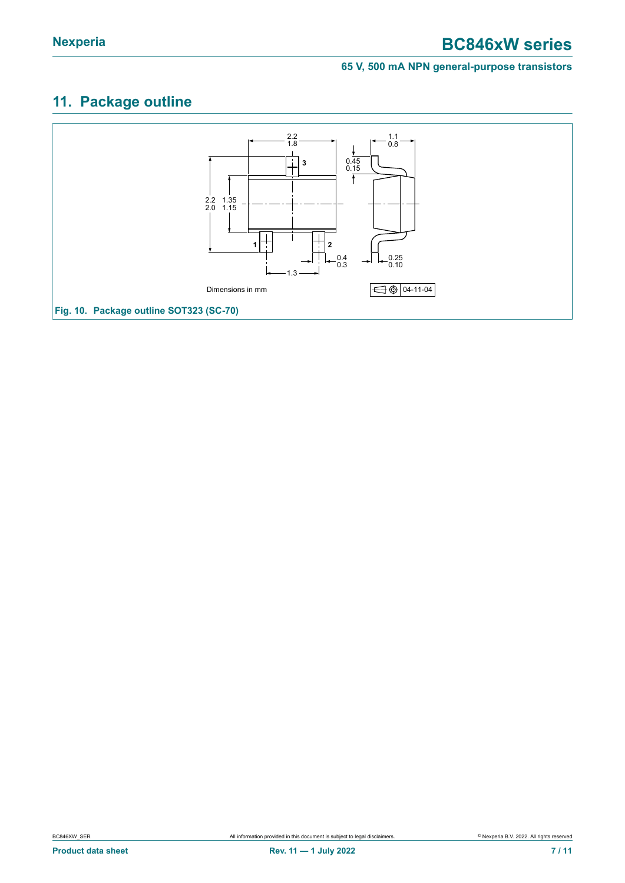## 11. Package outline

Dimensions in mm

04-11-04

**Fig. 10. Package outline SOT323 (SC-70)**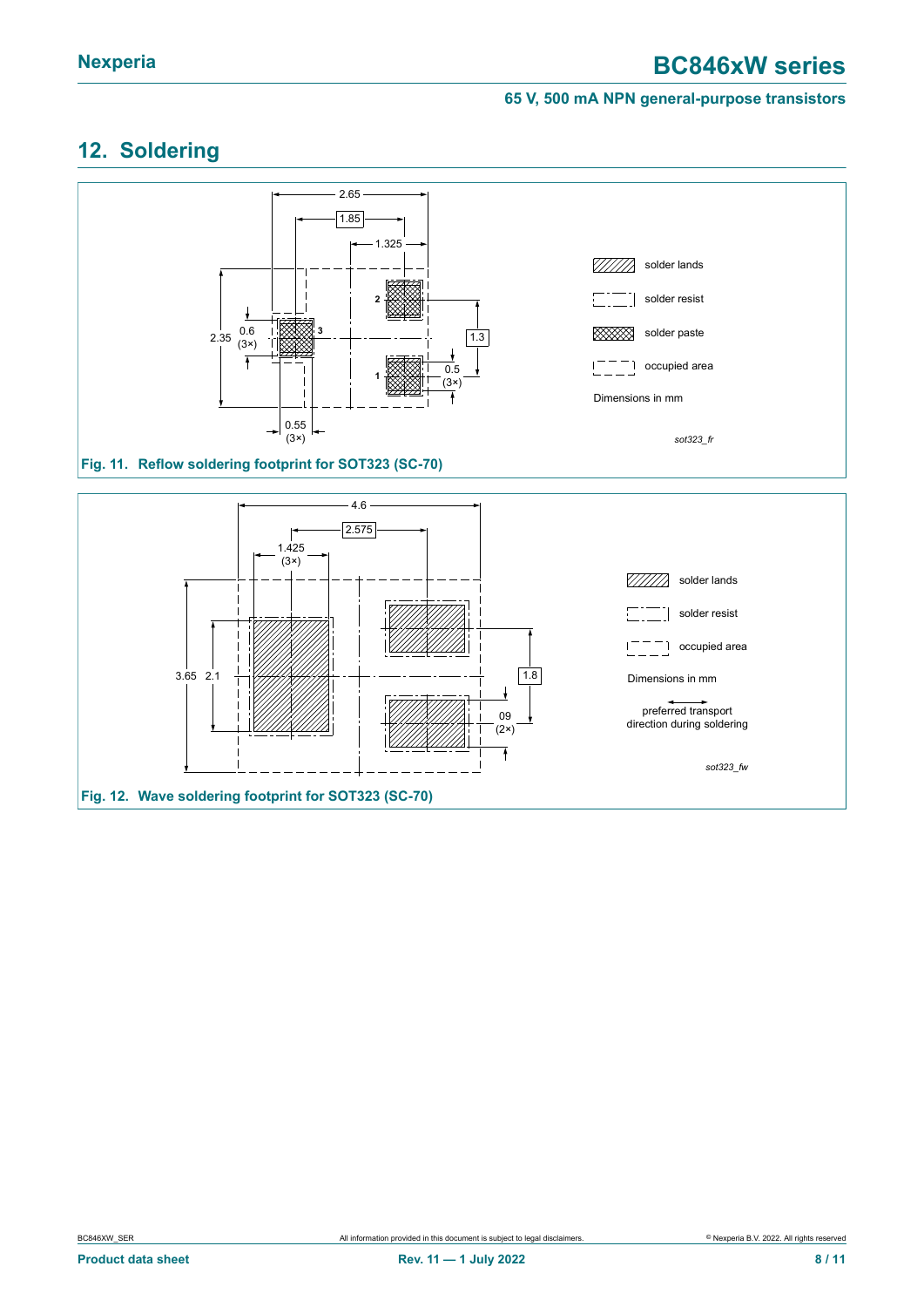## 12. Soldering

Fig. 11. Reflow soldering footprint for SOT323 (SC-70)

Fig. 12. Wave soldering footprint for SOT323 (SC-70)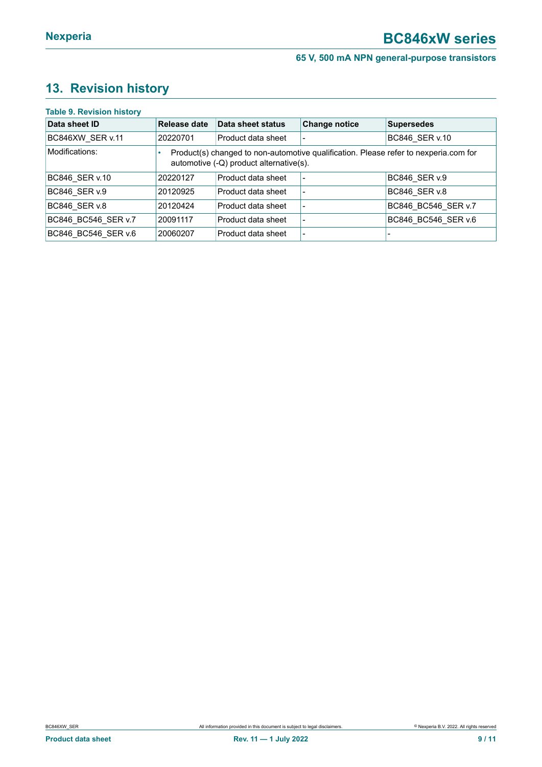## 13. Revision history

**Table 9. Revision history**

| Data sheet ID | Release date | Data sheet status | Change notice | Supersedes |
|---|---|---|---|---|
| BC846XW_SER v.11 | 20220701 | Product data sheet | - | BC846_SER v.10 |
| Modifications: | • Product(s) changed to non-automotive qualification. Please refer to nexperia.com for automotive (-Q) product alternative(s). | | | |
| BC846_SER v.10 | 20220127 | Product data sheet | - | BC846_SER v.9 |
| BC846_SER v.9 | 20120925 | Product data sheet | - | BC846_SER v.8 |
| BC846_SER v.8 | 20120424 | Product data sheet | - | BC846_BC546_SER v.7 |
| BC846_BC546_SER v.7 | 20091117 | Product data sheet | - | BC846_BC546_SER v.6 |
| BC846_BC546_SER v.6 | 20060207 | Product data sheet | - | - |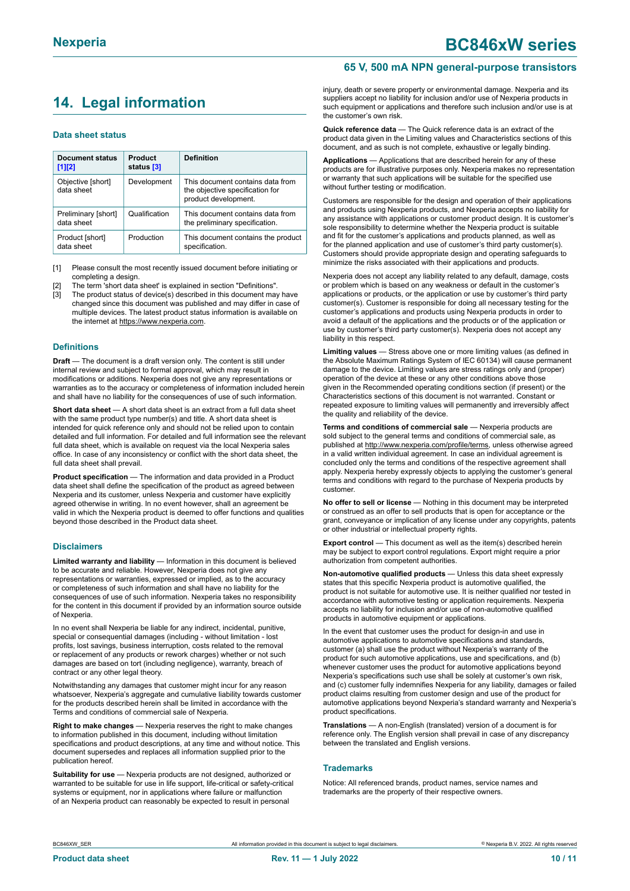# 14. Legal information

### Data sheet status

| Document status [1][2] | Product status [3] | Definition |
|---|---|---|
| Objective [short] data sheet | Development | This document contains data from the objective specification for product development. |
| Preliminary [short] data sheet | Qualification | This document contains data from the preliminary specification. |
| Product [short] data sheet | Production | This document contains the product specification. |

[1] Please consult the most recently issued document before initiating or completing a design.
[2] The term 'short data sheet' is explained in section "Definitions".
[3] The product status of device(s) described in this document may have changed since this document was published and may differ in case of multiple devices. The latest product status information is available on the internet at https://www.nexperia.com.

### Definitions

**Draft** — The document is a draft version only. The content is still under internal review and subject to formal approval, which may result in modifications or additions. Nexperia does not give any representations or warranties as to the accuracy or completeness of information included herein and shall have no liability for the consequences of use of such information.

**Short data sheet** — A short data sheet is an extract from a full data sheet with the same product type number(s) and title. A short data sheet is intended for quick reference only and should not be relied upon to contain detailed and full information. For detailed and full information see the relevant full data sheet, which is available on request via the local Nexperia sales office. In case of any inconsistency or conflict with the short data sheet, the full data sheet shall prevail.

**Product specification** — The information and data provided in a Product data sheet shall define the specification of the product as agreed between Nexperia and its customer, unless Nexperia and customer have explicitly agreed otherwise in writing. In no event however, shall an agreement be valid in which the Nexperia product is deemed to offer functions and qualities beyond those described in the Product data sheet.

### Disclaimers

**Limited warranty and liability** — Information in this document is believed to be accurate and reliable. However, Nexperia does not give any representations or warranties, expressed or implied, as to the accuracy or completeness of such information and shall have no liability for the consequences of use of such information. Nexperia takes no responsibility for the content in this document if provided by an information source outside of Nexperia.

In no event shall Nexperia be liable for any indirect, incidental, punitive, special or consequential damages (including - without limitation - lost profits, lost savings, business interruption, costs related to the removal or replacement of any products or rework charges) whether or not such damages are based on tort (including negligence), warranty, breach of contract or any other legal theory.

Notwithstanding any damages that customer might incur for any reason whatsoever, Nexperia's aggregate and cumulative liability towards customer for the products described herein shall be limited in accordance with the Terms and conditions of commercial sale of Nexperia.

**Right to make changes** — Nexperia reserves the right to make changes to information published in this document, including without limitation specifications and product descriptions, at any time and without notice. This document supersedes and replaces all information supplied prior to the publication hereof.

**Suitability for use** — Nexperia products are not designed, authorized or warranted to be suitable for use in life support, life-critical or safety-critical systems or equipment, nor in applications where failure or malfunction of an Nexperia product can reasonably be expected to result in personal injury, death or severe property or environmental damage. Nexperia and its suppliers accept no liability for inclusion and/or use of Nexperia products in such equipment or applications and therefore such inclusion and/or use is at the customer's own risk.

**Quick reference data** — The Quick reference data is an extract of the product data given in the Limiting values and Characteristics sections of this document, and as such is not complete, exhaustive or legally binding.

**Applications** — Applications that are described herein for any of these products are for illustrative purposes only. Nexperia makes no representation or warranty that such applications will be suitable for the specified use without further testing or modification.

Customers are responsible for the design and operation of their applications and products using Nexperia products, and Nexperia accepts no liability for any assistance with applications or customer product design. It is customer's sole responsibility to determine whether the Nexperia product is suitable and fit for the customer's applications and products planned, as well as for the planned application and use of customer's third party customer(s). Customers should provide appropriate design and operating safeguards to minimize the risks associated with their applications and products.

Nexperia does not accept any liability related to any default, damage, costs or problem which is based on any weakness or default in the customer's applications or products, or the application or use by customer's third party customer(s). Customer is responsible for doing all necessary testing for the customer's applications and products using Nexperia products in order to avoid a default of the applications and the products or of the application or use by customer's third party customer(s). Nexperia does not accept any liability in this respect.

**Limiting values** — Stress above one or more limiting values (as defined in the Absolute Maximum Ratings System of IEC 60134) will cause permanent damage to the device. Limiting values are stress ratings only and (proper) operation of the device at these or any other conditions above those given in the Recommended operating conditions section (if present) or the Characteristics sections of this document is not warranted. Constant or repeated exposure to limiting values will permanently and irreversibly affect the quality and reliability of the device.

**Terms and conditions of commercial sale** — Nexperia products are sold subject to the general terms and conditions of commercial sale, as published at http://www.nexperia.com/profile/terms, unless otherwise agreed in a valid written individual agreement. In case an individual agreement is concluded only the terms and conditions of the respective agreement shall apply. Nexperia hereby expressly objects to applying the customer's general terms and conditions with regard to the purchase of Nexperia products by customer.

**No offer to sell or license** — Nothing in this document may be interpreted or construed as an offer to sell products that is open for acceptance or the grant, conveyance or implication of any license under any copyrights, patents or other industrial or intellectual property rights.

**Export control** — This document as well as the item(s) described herein may be subject to export control regulations. Export might require a prior authorization from competent authorities.

**Non-automotive qualified products** — Unless this data sheet expressly states that this specific Nexperia product is automotive qualified, the product is not suitable for automotive use. It is neither qualified nor tested in accordance with automotive testing or application requirements. Nexperia accepts no liability for inclusion and/or use of non-automotive qualified products in automotive equipment or applications.

In the event that customer uses the product for design-in and use in automotive applications to automotive specifications and standards, customer (a) shall use the product without Nexperia's warranty of the product for such automotive applications, use and specifications, and (b) whenever customer uses the product for automotive applications beyond Nexperia's specifications such use shall be solely at customer's own risk, and (c) customer fully indemnifies Nexperia for any liability, damages or failed product claims resulting from customer design and use of the product for automotive applications beyond Nexperia's standard warranty and Nexperia's product specifications.

**Translations** — A non-English (translated) version of a document is for reference only. The English version shall prevail in case of any discrepancy between the translated and English versions.

### Trademarks

Notice: All referenced brands, product names, service names and trademarks are the property of their respective owners.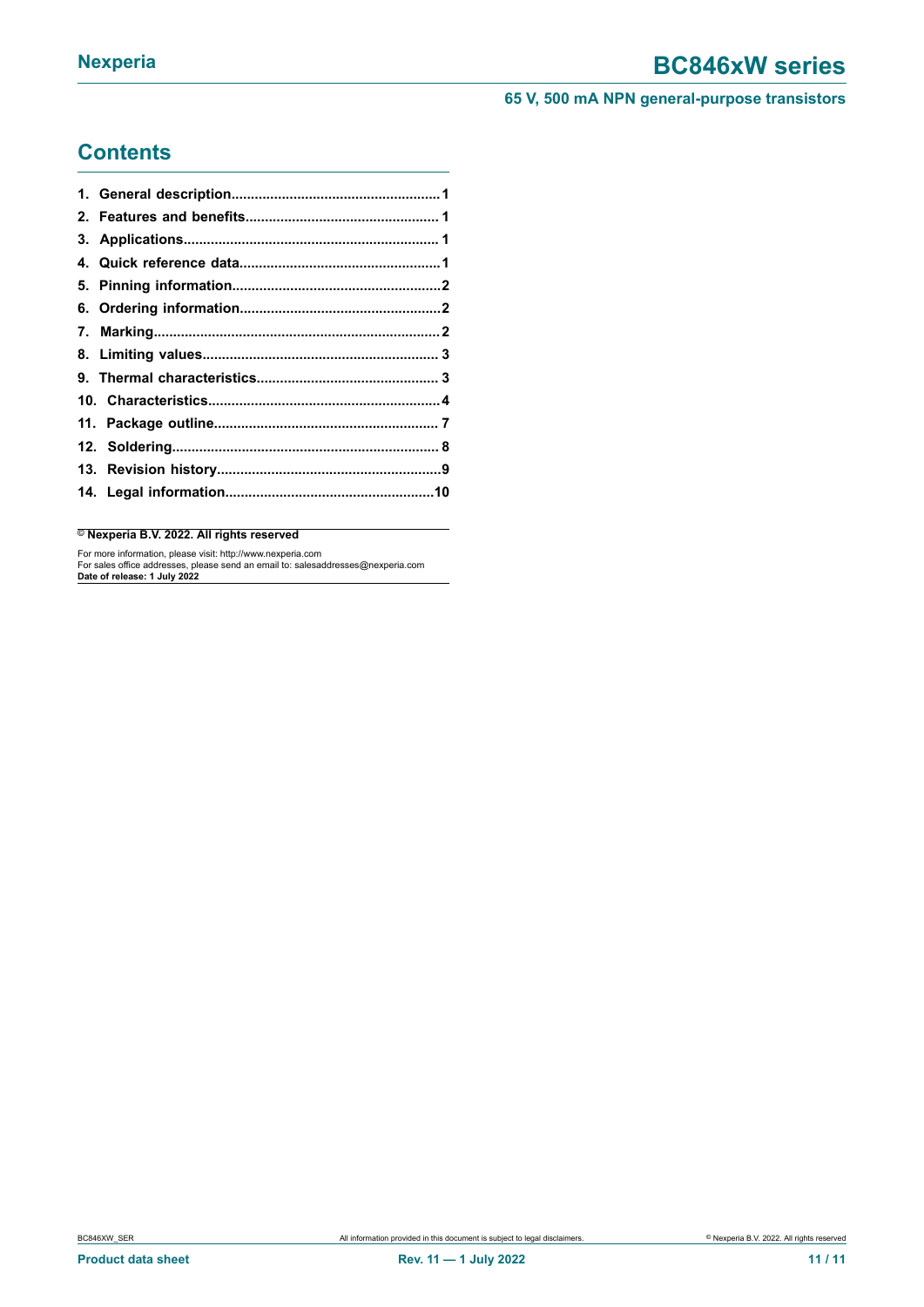## Contents

1. General description ... 1
2. Features and benefits ... 1
3. Applications ... 1
4. Quick reference data ... 1
5. Pinning information ... 2
6. Ordering information ... 2
7. Marking ... 2
8. Limiting values ... 3
9. Thermal characteristics ... 3
10. Characteristics ... 4
11. Package outline ... 7
12. Soldering ... 8
13. Revision history ... 9
14. Legal information ... 10

**© Nexperia B.V. 2022. All rights reserved**

For more information, please visit: http://www.nexperia.com
For sales office addresses, please send an email to: salesaddresses@nexperia.com
**Date of release: 1 July 2022**